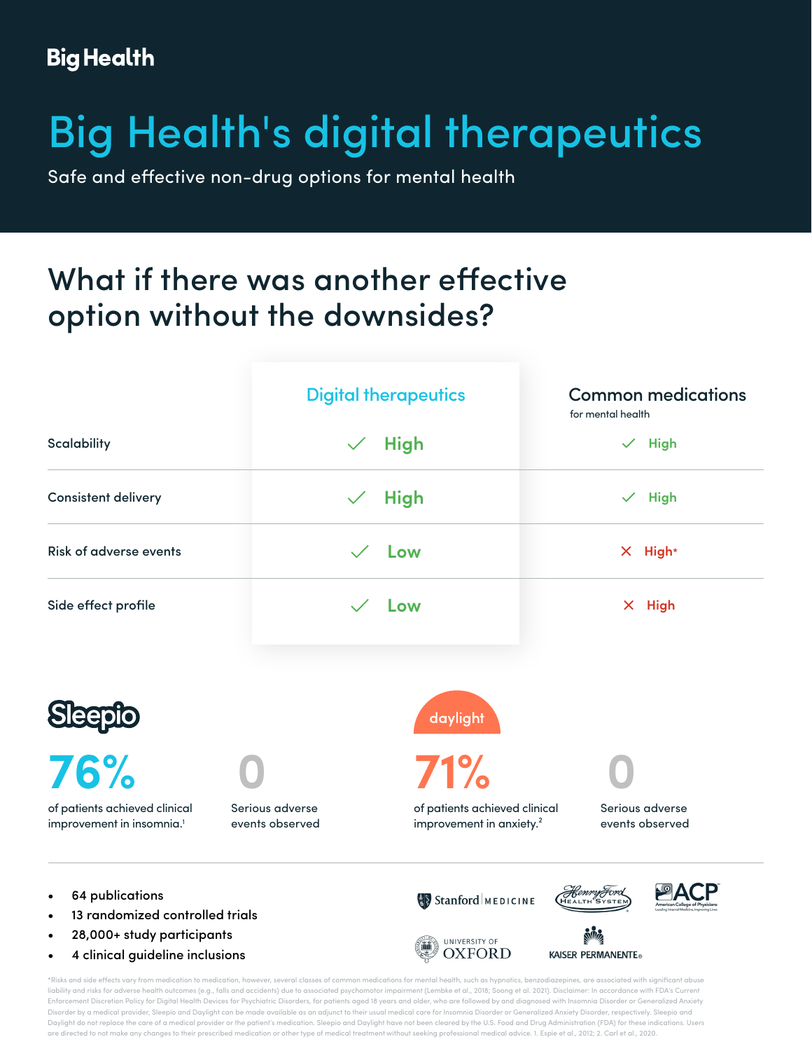Big Health

# Big Health's digital therapeutics

Safe and effective non-drug options for mental health

## What if there was another effective option without the downsides?

| | Digital therapeutics | Common medications for mental health |
|---|---|---|
| Scalability | ✓ High | ✓ High |
| Consistent delivery | ✓ High | ✓ High |
| Risk of adverse events | ✓ Low | ✗ High* |
| Side effect profile | ✓ Low | ✗ High |

### Sleepio

**76%** of patients achieved clinical improvement in insomnia.[1]

**0** Serious adverse events observed

### daylight

**71%** of patients achieved clinical improvement in anxiety.[2]

**0** Serious adverse events observed

- 64 publications
- 13 randomized controlled trials
- 28,000+ study participants
- 4 clinical guideline inclusions

Stanford MEDICINE | Henry Ford Health System | ACP American College of Physicians | University of Oxford | Kaiser Permanente

*Risks and side effects vary from medication to medication, however, several classes of common medications for mental health, such as hypnotics, benzodiazepines, are associated with significant abuse liability and risks for adverse health outcomes (e.g., falls and accidents) due to associated psychomotor impairment (Lembke et al., 2018; Soong et al. 2021). Disclaimer: In accordance with FDA's Current Enforcement Discretion Policy for Digital Health Devices for Psychiatric Disorders, for patients aged 18 years and older, who are followed by and diagnosed with Insomnia Disorder or Generalized Anxiety Disorder by a medical provider, Sleepio and Daylight can be made available as an adjunct to their usual medical care for Insomnia Disorder or Generalized Anxiety Disorder, respectively. Sleepio and Daylight do not replace the care of a medical provider or the patient's medication. Sleepio and Daylight have not been cleared by the U.S. Food and Drug Administration (FDA) for these indications. Users are directed to not make any changes to their prescribed medication or other type of medical treatment without seeking professional medical advice. 1. Espie et al., 2012; 2. Carl et al., 2020.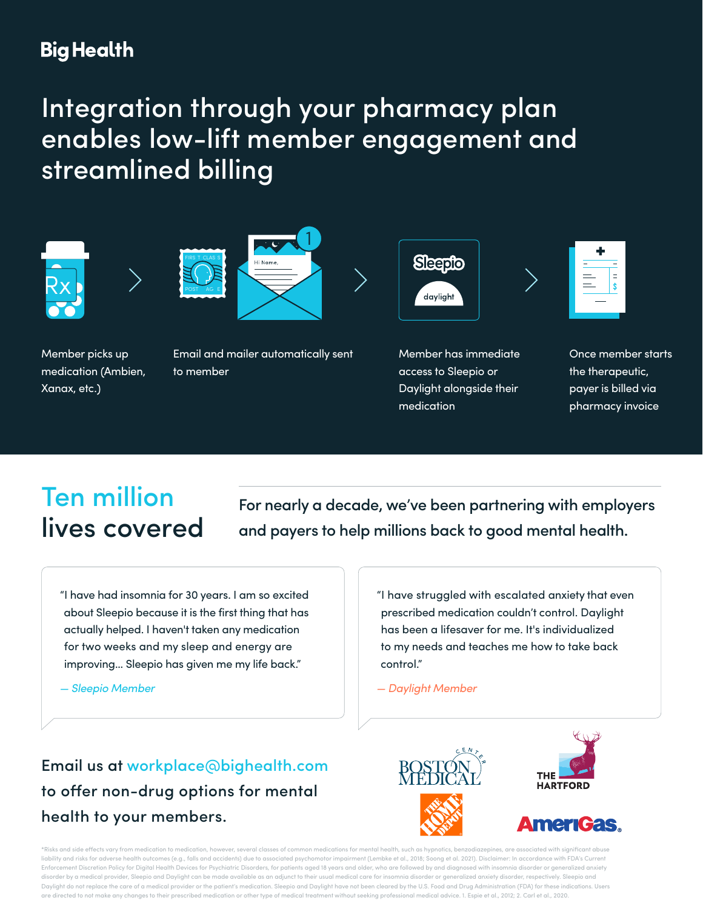Big Health

# Integration through your pharmacy plan enables low-lift member engagement and streamlined billing

Member picks up medication (Ambien, Xanax, etc.)

Email and mailer automatically sent to member

Member has immediate access to Sleepio or Daylight alongside their medication

Once member starts the therapeutic, payer is billed via pharmacy invoice

## Ten million lives covered

For nearly a decade, we've been partnering with employers and payers to help millions back to good mental health.

"I have had insomnia for 30 years. I am so excited about Sleepio because it is the first thing that has actually helped. I haven't taken any medication for two weeks and my sleep and energy are improving... Sleepio has given me my life back."

*— Sleepio Member*

"I have struggled with escalated anxiety that even prescribed medication couldn't control. Daylight has been a lifesaver for me. It's individualized to my needs and teaches me how to take back control."

*— Daylight Member*

Email us at workplace@bighealth.com to offer non-drug options for mental health to your members.

Boston Medical Center

The Hartford

The Home Depot

AmeriGas

*Risks and side effects vary from medication to medication, however, several classes of common medications for mental health, such as hypnotics, benzodiazepines, are associated with significant abuse liability and risks for adverse health outcomes (e.g., falls and accidents) due to associated psychomotor impairment (Lembke et al., 2018; Soong et al. 2021). Disclaimer: In accordance with FDA's Current Enforcement Discretion Policy for Digital Health Devices for Psychiatric Disorders, for patients aged 18 years and older, who are followed by and diagnosed with insomnia disorder or generalized anxiety disorder by a medical provider, Sleepio and Daylight can be made available as an adjunct to their usual medical care for insomnia disorder or generalized anxiety disorder, respectively. Sleepio and Daylight do not replace the care of a medical provider or the patient's medication. Sleepio and Daylight have not been cleared by the U.S. Food and Drug Administration (FDA) for these indications. Users are directed to not make any changes to their prescribed medication or other type of medical treatment without seeking professional medical advice. 1. Espie et al., 2012; 2. Carl et al., 2020.